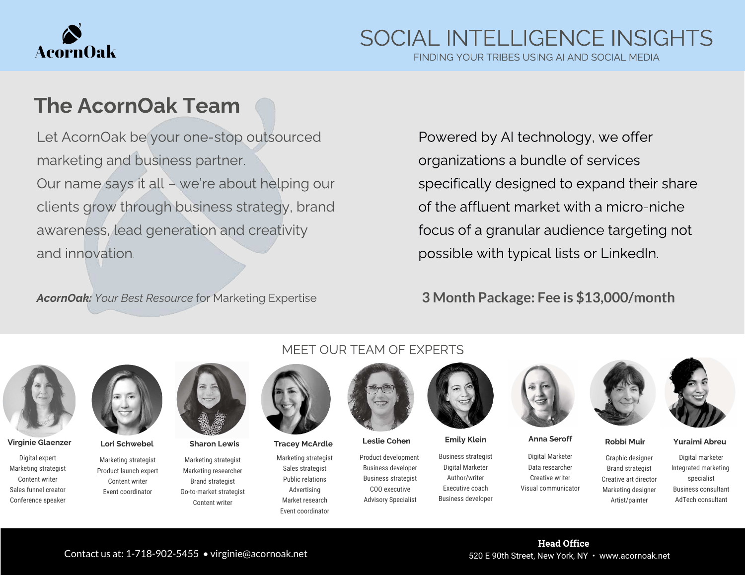AcornOak

# SOCIAL INTELLIGENCE INSIGHTS

FINDING YOUR TRIBES USING AI AND SOCIAL MEDIA

## The AcornOak Team

Let AcornOak be your one-stop outsourced marketing and business partner.
Our name says it all – we're about helping our clients grow through business strategy, brand awareness, lead generation and creativity and innovation.

***AcornOak:*** *Your Best Resource* for Marketing Expertise

Powered by AI technology, we offer organizations a bundle of services specifically designed to expand their share of the affluent market with a micro-niche focus of a granular audience targeting not possible with typical lists or LinkedIn.

**3 Month Package: Fee is $13,000/month**

## MEET OUR TEAM OF EXPERTS

**Virginie Glaenzer**
Digital expert
Marketing strategist
Content writer
Sales funnel creator
Conference speaker

**Lori Schwebel**
Marketing strategist
Product launch expert
Content writer
Event coordinator

**Sharon Lewis**
Marketing strategist
Marketing researcher
Brand strategist
Go-to-market strategist
Content writer

**Tracey McArdle**
Marketing strategist
Sales strategist
Public relations
Advertising
Market research
Event coordinator

**Leslie Cohen**
Product development
Business developer
Business strategist
COO executive
Advisory Specialist

**Emily Klein**
Business strategist
Digital Marketer
Author/writer
Executive coach
Business developer

**Anna Seroff**
Digital Marketer
Data researcher
Creative writer
Visual communicator

**Robbi Muir**
Graphic designer
Brand strategist
Creative art director
Marketing designer
Artist/painter

**Yuraimi Abreu**
Digital marketer
Integrated marketing specialist
Business consultant
AdTech consultant

Contact us at: 1-718-902-5455 • virginie@acornoak.net

**Head Office**
520 E 90th Street, New York, NY • www.acornoak.net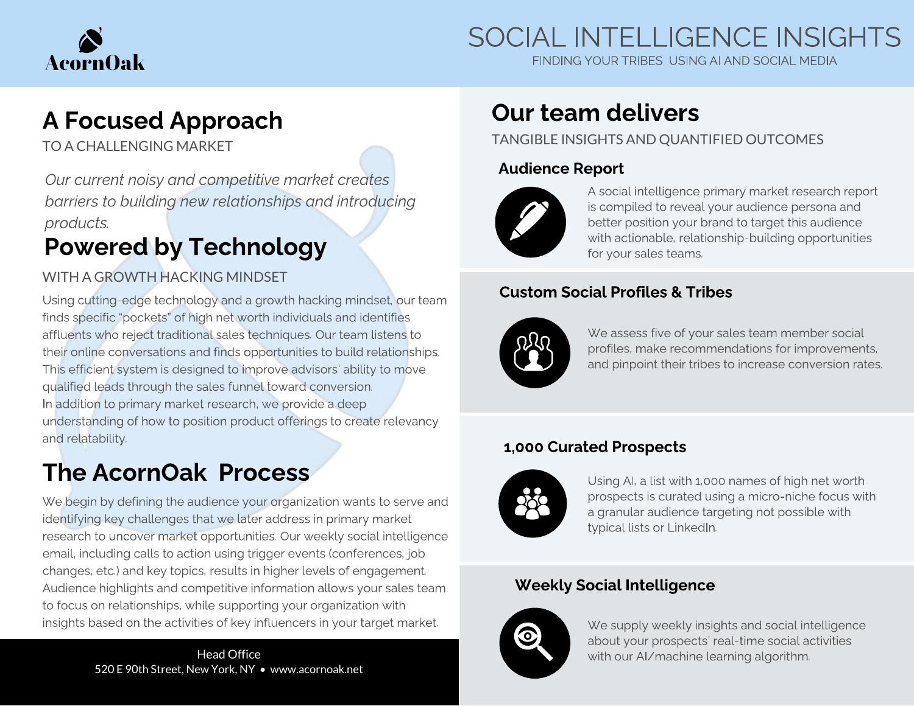AcornOak

# SOCIAL INTELLIGENCE INSIGHTS

FINDING YOUR TRIBES USING AI AND SOCIAL MEDIA

## A Focused Approach

TO A CHALLENGING MARKET

*Our current noisy and competitive market creates barriers to building new relationships and introducing products.*

## Powered by Technology

WITH A GROWTH HACKING MINDSET

Using cutting-edge technology and a growth hacking mindset, our team finds specific "pockets" of high net worth individuals and identifies affluents who reject traditional sales techniques. Our team listens to their online conversations and finds opportunities to build relationships. This efficient system is designed to improve advisors' ability to move qualified leads through the sales funnel toward conversion.
In addition to primary market research, we provide a deep understanding of how to position product offerings to create relevancy and relatability.

## The AcornOak Process

We begin by defining the audience your organization wants to serve and identifying key challenges that we later address in primary market research to uncover market opportunities. Our weekly social intelligence email, including calls to action using trigger events (conferences, job changes, etc.) and key topics, results in higher levels of engagement. Audience highlights and competitive information allows your sales team to focus on relationships, while supporting your organization with insights based on the activities of key influencers in your target market.

Head Office
520 E 90th Street, New York, NY • www.acornoak.net

## Our team delivers

TANGIBLE INSIGHTS AND QUANTIFIED OUTCOMES

### Audience Report

A social intelligence primary market research report is compiled to reveal your audience persona and better position your brand to target this audience with actionable, relationship-building opportunities for your sales teams.

### Custom Social Profiles & Tribes

We assess five of your sales team member social profiles, make recommendations for improvements, and pinpoint their tribes to increase conversion rates.

### 1,000 Curated Prospects

Using AI, a list with 1,000 names of high net worth prospects is curated using a micro-niche focus with a granular audience targeting not possible with typical lists or LinkedIn.

### Weekly Social Intelligence

We supply weekly insights and social intelligence about your prospects' real-time social activities with our AI/machine learning algorithm.